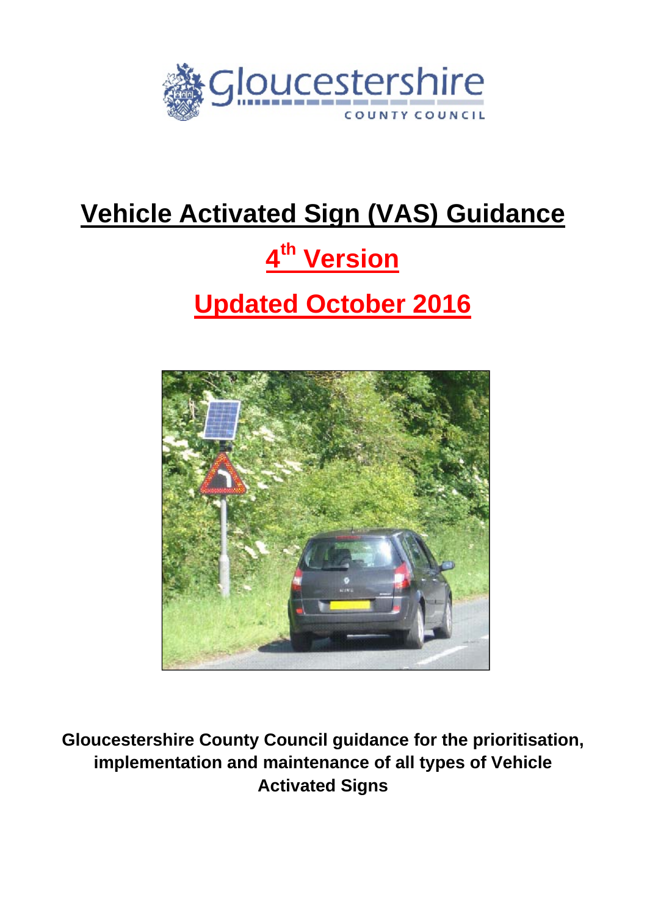Gloucestershire

COUNTY COUNCIL

# Vehicle Activated Sign (VAS) Guidance

## 4th Version

## Updated October 2016

**Gloucestershire County Council guidance for the prioritisation, implementation and maintenance of all types of Vehicle Activated Signs**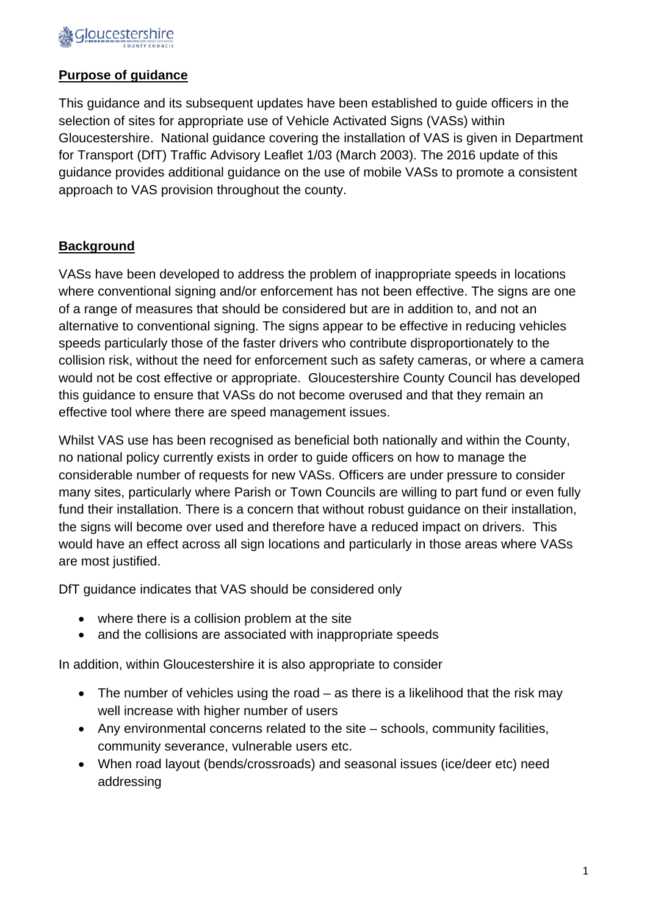**Purpose of guidance**

This guidance and its subsequent updates have been established to guide officers in the selection of sites for appropriate use of Vehicle Activated Signs (VASs) within Gloucestershire. National guidance covering the installation of VAS is given in Department for Transport (DfT) Traffic Advisory Leaflet 1/03 (March 2003). The 2016 update of this guidance provides additional guidance on the use of mobile VASs to promote a consistent approach to VAS provision throughout the county.

**Background**

VASs have been developed to address the problem of inappropriate speeds in locations where conventional signing and/or enforcement has not been effective. The signs are one of a range of measures that should be considered but are in addition to, and not an alternative to conventional signing. The signs appear to be effective in reducing vehicles speeds particularly those of the faster drivers who contribute disproportionately to the collision risk, without the need for enforcement such as safety cameras, or where a camera would not be cost effective or appropriate. Gloucestershire County Council has developed this guidance to ensure that VASs do not become overused and that they remain an effective tool where there are speed management issues.

Whilst VAS use has been recognised as beneficial both nationally and within the County, no national policy currently exists in order to guide officers on how to manage the considerable number of requests for new VASs. Officers are under pressure to consider many sites, particularly where Parish or Town Councils are willing to part fund or even fully fund their installation. There is a concern that without robust guidance on their installation, the signs will become over used and therefore have a reduced impact on drivers. This would have an effect across all sign locations and particularly in those areas where VASs are most justified.

DfT guidance indicates that VAS should be considered only

- where there is a collision problem at the site
- and the collisions are associated with inappropriate speeds

In addition, within Gloucestershire it is also appropriate to consider

- The number of vehicles using the road – as there is a likelihood that the risk may well increase with higher number of users
- Any environmental concerns related to the site – schools, community facilities, community severance, vulnerable users etc.
- When road layout (bends/crossroads) and seasonal issues (ice/deer etc) need addressing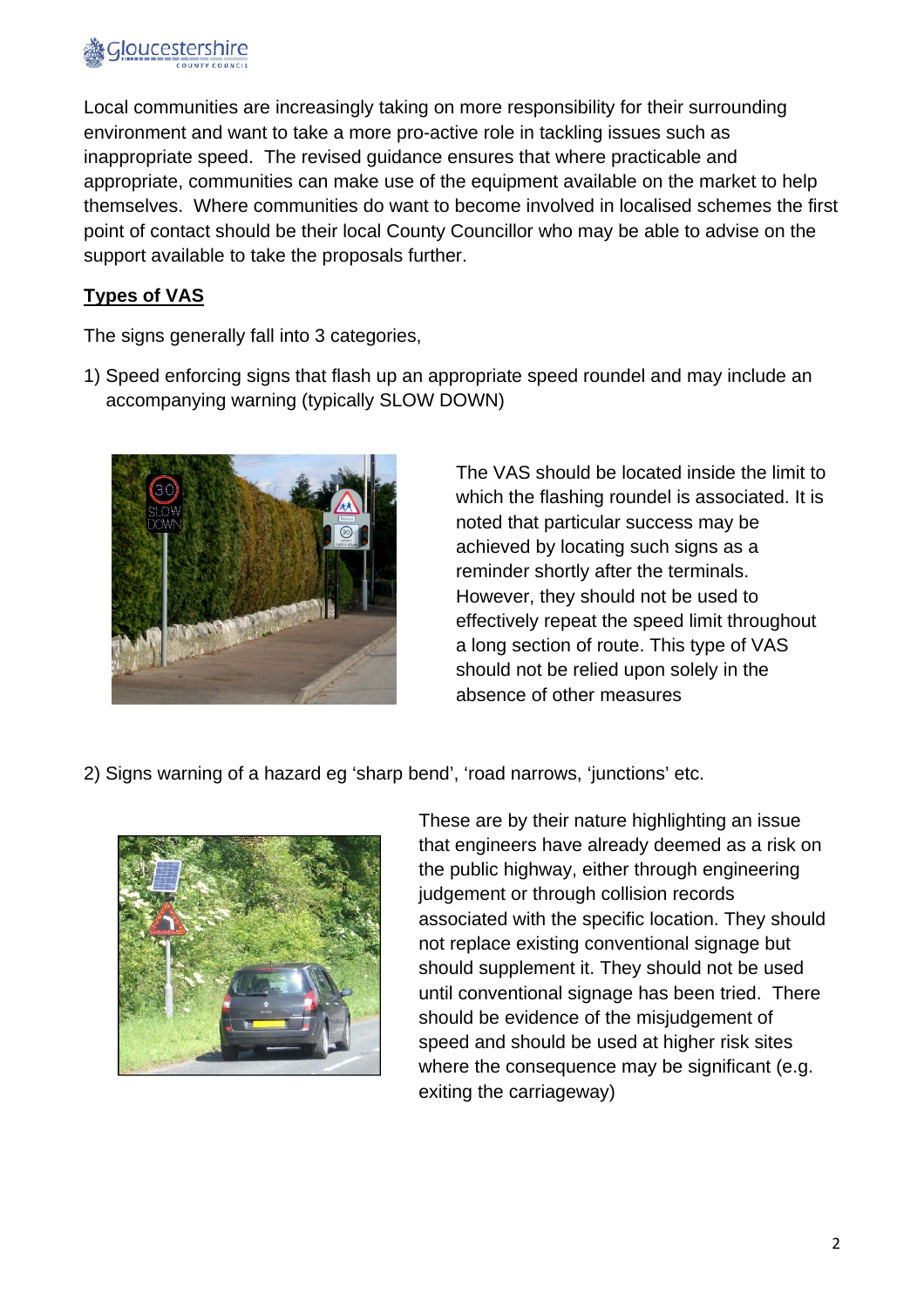Local communities are increasingly taking on more responsibility for their surrounding environment and want to take a more pro-active role in tackling issues such as inappropriate speed. The revised guidance ensures that where practicable and appropriate, communities can make use of the equipment available on the market to help themselves. Where communities do want to become involved in localised schemes the first point of contact should be their local County Councillor who may be able to advise on the support available to take the proposals further.

## Types of VAS

The signs generally fall into 3 categories,

1) Speed enforcing signs that flash up an appropriate speed roundel and may include an accompanying warning (typically SLOW DOWN)

The VAS should be located inside the limit to which the flashing roundel is associated. It is noted that particular success may be achieved by locating such signs as a reminder shortly after the terminals. However, they should not be used to effectively repeat the speed limit throughout a long section of route. This type of VAS should not be relied upon solely in the absence of other measures

2) Signs warning of a hazard eg 'sharp bend', 'road narrows, 'junctions' etc.

These are by their nature highlighting an issue that engineers have already deemed as a risk on the public highway, either through engineering judgement or through collision records associated with the specific location. They should not replace existing conventional signage but should supplement it. They should not be used until conventional signage has been tried. There should be evidence of the misjudgement of speed and should be used at higher risk sites where the consequence may be significant (e.g. exiting the carriageway)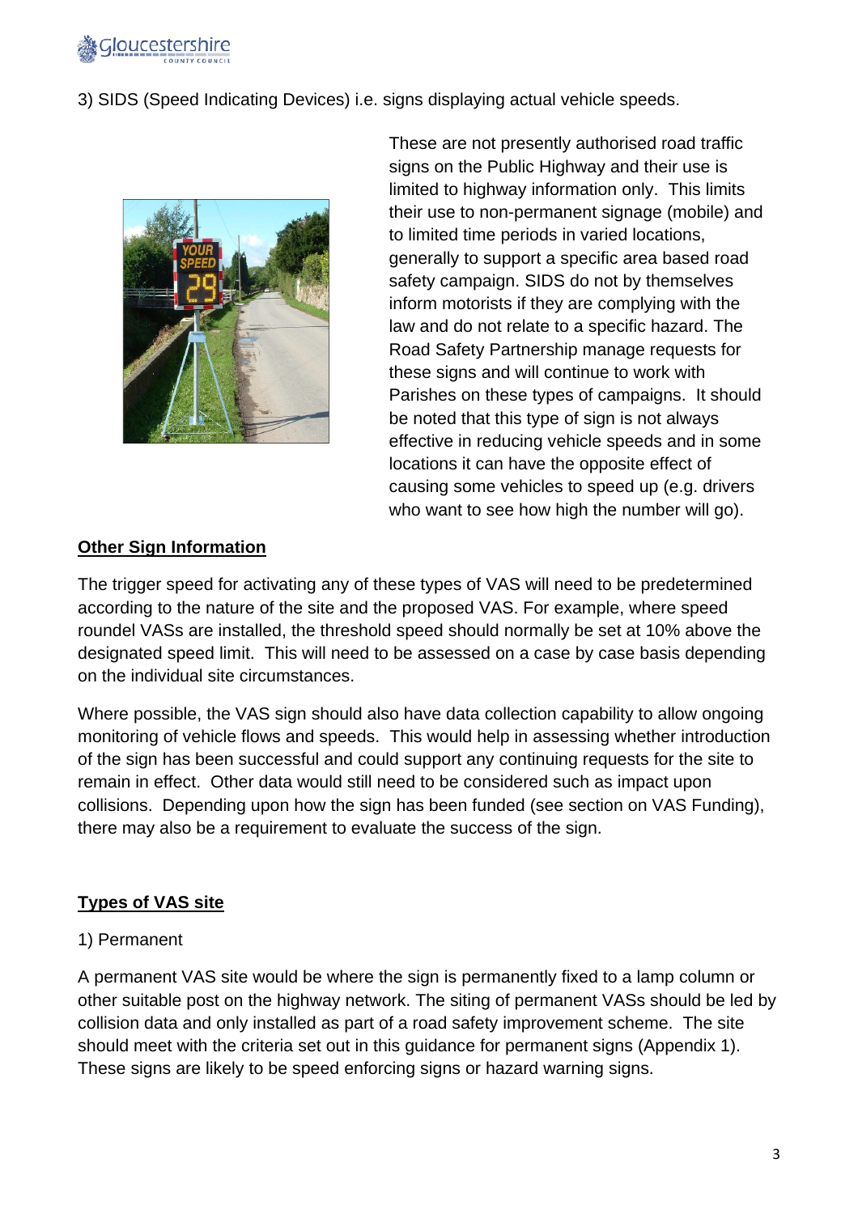3) SIDS (Speed Indicating Devices) i.e. signs displaying actual vehicle speeds.

These are not presently authorised road traffic signs on the Public Highway and their use is limited to highway information only. This limits their use to non-permanent signage (mobile) and to limited time periods in varied locations, generally to support a specific area based road safety campaign. SIDS do not by themselves inform motorists if they are complying with the law and do not relate to a specific hazard. The Road Safety Partnership manage requests for these signs and will continue to work with Parishes on these types of campaigns. It should be noted that this type of sign is not always effective in reducing vehicle speeds and in some locations it can have the opposite effect of causing some vehicles to speed up (e.g. drivers who want to see how high the number will go).

## Other Sign Information

The trigger speed for activating any of these types of VAS will need to be predetermined according to the nature of the site and the proposed VAS. For example, where speed roundel VASs are installed, the threshold speed should normally be set at 10% above the designated speed limit. This will need to be assessed on a case by case basis depending on the individual site circumstances.

Where possible, the VAS sign should also have data collection capability to allow ongoing monitoring of vehicle flows and speeds. This would help in assessing whether introduction of the sign has been successful and could support any continuing requests for the site to remain in effect. Other data would still need to be considered such as impact upon collisions. Depending upon how the sign has been funded (see section on VAS Funding), there may also be a requirement to evaluate the success of the sign.

## Types of VAS site

1) Permanent

A permanent VAS site would be where the sign is permanently fixed to a lamp column or other suitable post on the highway network. The siting of permanent VASs should be led by collision data and only installed as part of a road safety improvement scheme. The site should meet with the criteria set out in this guidance for permanent signs (Appendix 1). These signs are likely to be speed enforcing signs or hazard warning signs.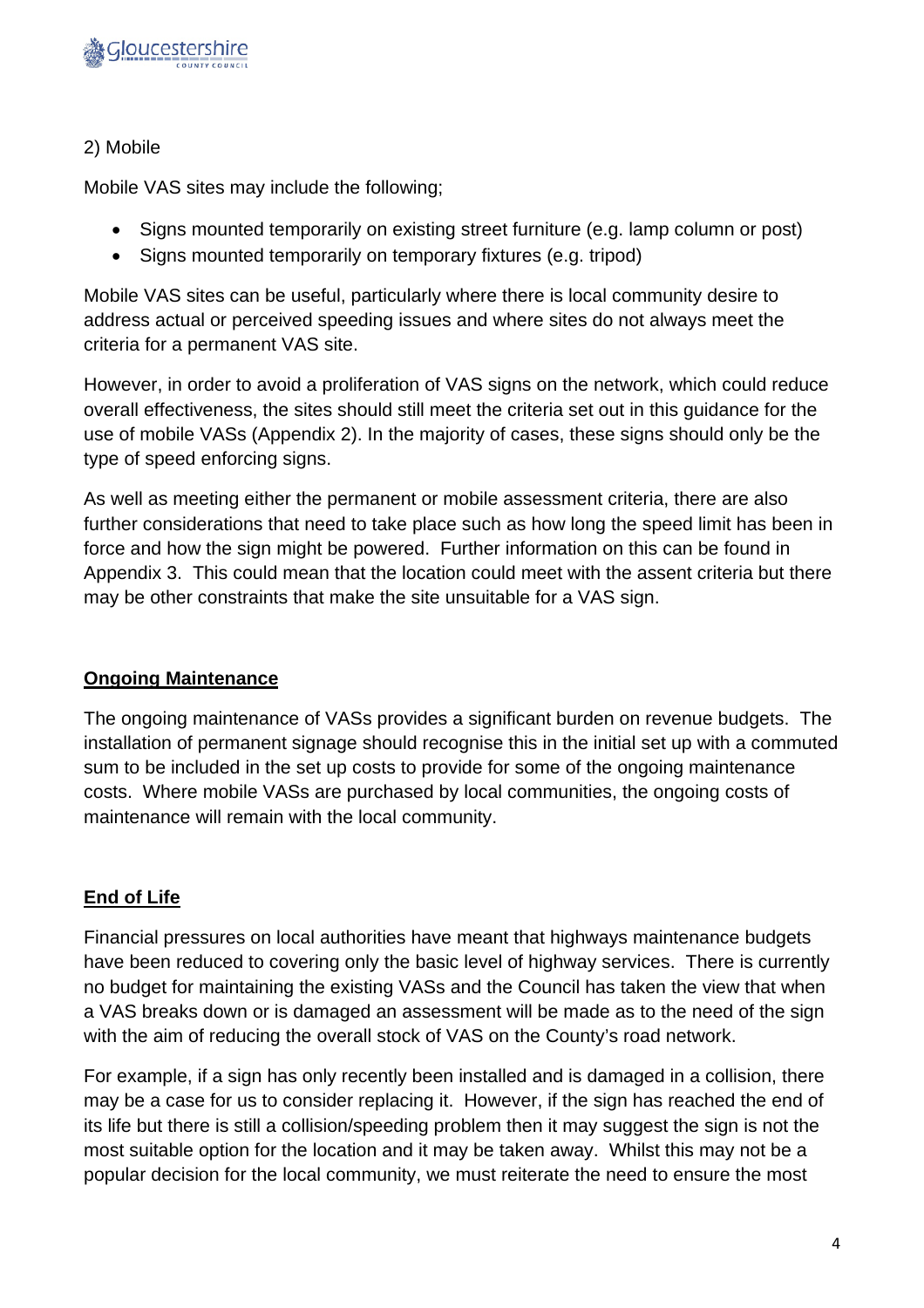2) Mobile

Mobile VAS sites may include the following;

- Signs mounted temporarily on existing street furniture (e.g. lamp column or post)
- Signs mounted temporarily on temporary fixtures (e.g. tripod)

Mobile VAS sites can be useful, particularly where there is local community desire to address actual or perceived speeding issues and where sites do not always meet the criteria for a permanent VAS site.

However, in order to avoid a proliferation of VAS signs on the network, which could reduce overall effectiveness, the sites should still meet the criteria set out in this guidance for the use of mobile VASs (Appendix 2). In the majority of cases, these signs should only be the type of speed enforcing signs.

As well as meeting either the permanent or mobile assessment criteria, there are also further considerations that need to take place such as how long the speed limit has been in force and how the sign might be powered. Further information on this can be found in Appendix 3. This could mean that the location could meet with the assent criteria but there may be other constraints that make the site unsuitable for a VAS sign.

## Ongoing Maintenance

The ongoing maintenance of VASs provides a significant burden on revenue budgets. The installation of permanent signage should recognise this in the initial set up with a commuted sum to be included in the set up costs to provide for some of the ongoing maintenance costs. Where mobile VASs are purchased by local communities, the ongoing costs of maintenance will remain with the local community.

## End of Life

Financial pressures on local authorities have meant that highways maintenance budgets have been reduced to covering only the basic level of highway services. There is currently no budget for maintaining the existing VASs and the Council has taken the view that when a VAS breaks down or is damaged an assessment will be made as to the need of the sign with the aim of reducing the overall stock of VAS on the County's road network.

For example, if a sign has only recently been installed and is damaged in a collision, there may be a case for us to consider replacing it. However, if the sign has reached the end of its life but there is still a collision/speeding problem then it may suggest the sign is not the most suitable option for the location and it may be taken away. Whilst this may not be a popular decision for the local community, we must reiterate the need to ensure the most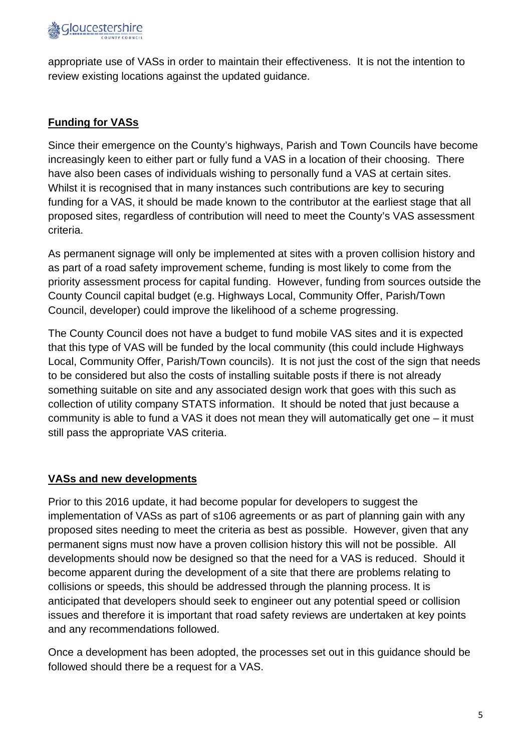appropriate use of VASs in order to maintain their effectiveness. It is not the intention to review existing locations against the updated guidance.

## Funding for VASs

Since their emergence on the County's highways, Parish and Town Councils have become increasingly keen to either part or fully fund a VAS in a location of their choosing. There have also been cases of individuals wishing to personally fund a VAS at certain sites. Whilst it is recognised that in many instances such contributions are key to securing funding for a VAS, it should be made known to the contributor at the earliest stage that all proposed sites, regardless of contribution will need to meet the County's VAS assessment criteria.

As permanent signage will only be implemented at sites with a proven collision history and as part of a road safety improvement scheme, funding is most likely to come from the priority assessment process for capital funding. However, funding from sources outside the County Council capital budget (e.g. Highways Local, Community Offer, Parish/Town Council, developer) could improve the likelihood of a scheme progressing.

The County Council does not have a budget to fund mobile VAS sites and it is expected that this type of VAS will be funded by the local community (this could include Highways Local, Community Offer, Parish/Town councils). It is not just the cost of the sign that needs to be considered but also the costs of installing suitable posts if there is not already something suitable on site and any associated design work that goes with this such as collection of utility company STATS information. It should be noted that just because a community is able to fund a VAS it does not mean they will automatically get one – it must still pass the appropriate VAS criteria.

## VASs and new developments

Prior to this 2016 update, it had become popular for developers to suggest the implementation of VASs as part of s106 agreements or as part of planning gain with any proposed sites needing to meet the criteria as best as possible. However, given that any permanent signs must now have a proven collision history this will not be possible. All developments should now be designed so that the need for a VAS is reduced. Should it become apparent during the development of a site that there are problems relating to collisions or speeds, this should be addressed through the planning process. It is anticipated that developers should seek to engineer out any potential speed or collision issues and therefore it is important that road safety reviews are undertaken at key points and any recommendations followed.

Once a development has been adopted, the processes set out in this guidance should be followed should there be a request for a VAS.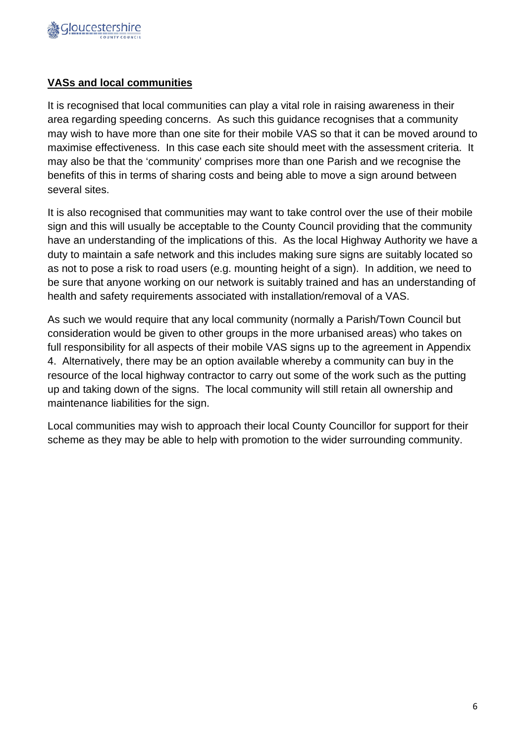## VASs and local communities

It is recognised that local communities can play a vital role in raising awareness in their area regarding speeding concerns. As such this guidance recognises that a community may wish to have more than one site for their mobile VAS so that it can be moved around to maximise effectiveness. In this case each site should meet with the assessment criteria. It may also be that the 'community' comprises more than one Parish and we recognise the benefits of this in terms of sharing costs and being able to move a sign around between several sites.

It is also recognised that communities may want to take control over the use of their mobile sign and this will usually be acceptable to the County Council providing that the community have an understanding of the implications of this. As the local Highway Authority we have a duty to maintain a safe network and this includes making sure signs are suitably located so as not to pose a risk to road users (e.g. mounting height of a sign). In addition, we need to be sure that anyone working on our network is suitably trained and has an understanding of health and safety requirements associated with installation/removal of a VAS.

As such we would require that any local community (normally a Parish/Town Council but consideration would be given to other groups in the more urbanised areas) who takes on full responsibility for all aspects of their mobile VAS signs up to the agreement in Appendix 4. Alternatively, there may be an option available whereby a community can buy in the resource of the local highway contractor to carry out some of the work such as the putting up and taking down of the signs. The local community will still retain all ownership and maintenance liabilities for the sign.

Local communities may wish to approach their local County Councillor for support for their scheme as they may be able to help with promotion to the wider surrounding community.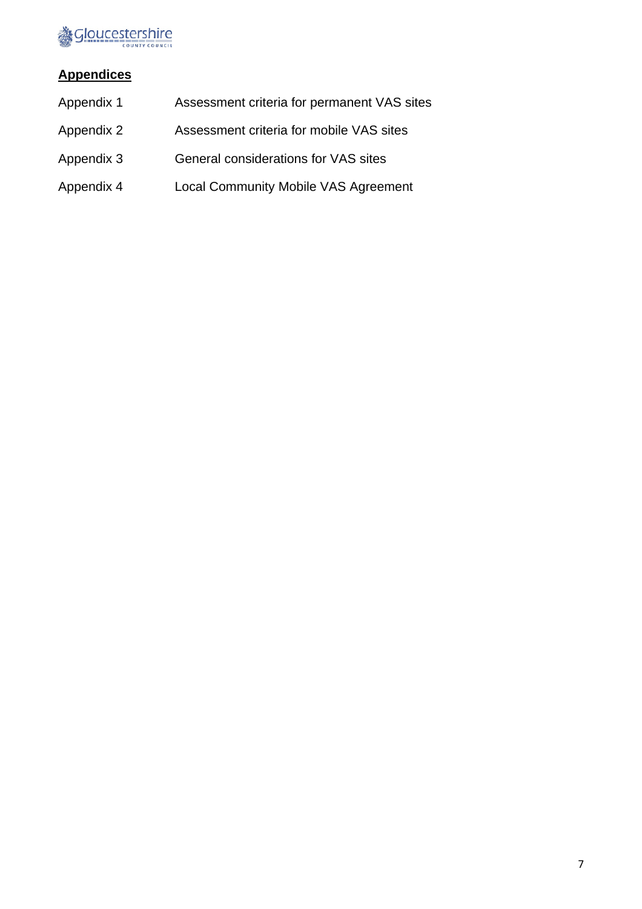## Appendices

| | |
|---|---|
| Appendix 1 | Assessment criteria for permanent VAS sites |
| Appendix 2 | Assessment criteria for mobile VAS sites |
| Appendix 3 | General considerations for VAS sites |
| Appendix 4 | Local Community Mobile VAS Agreement |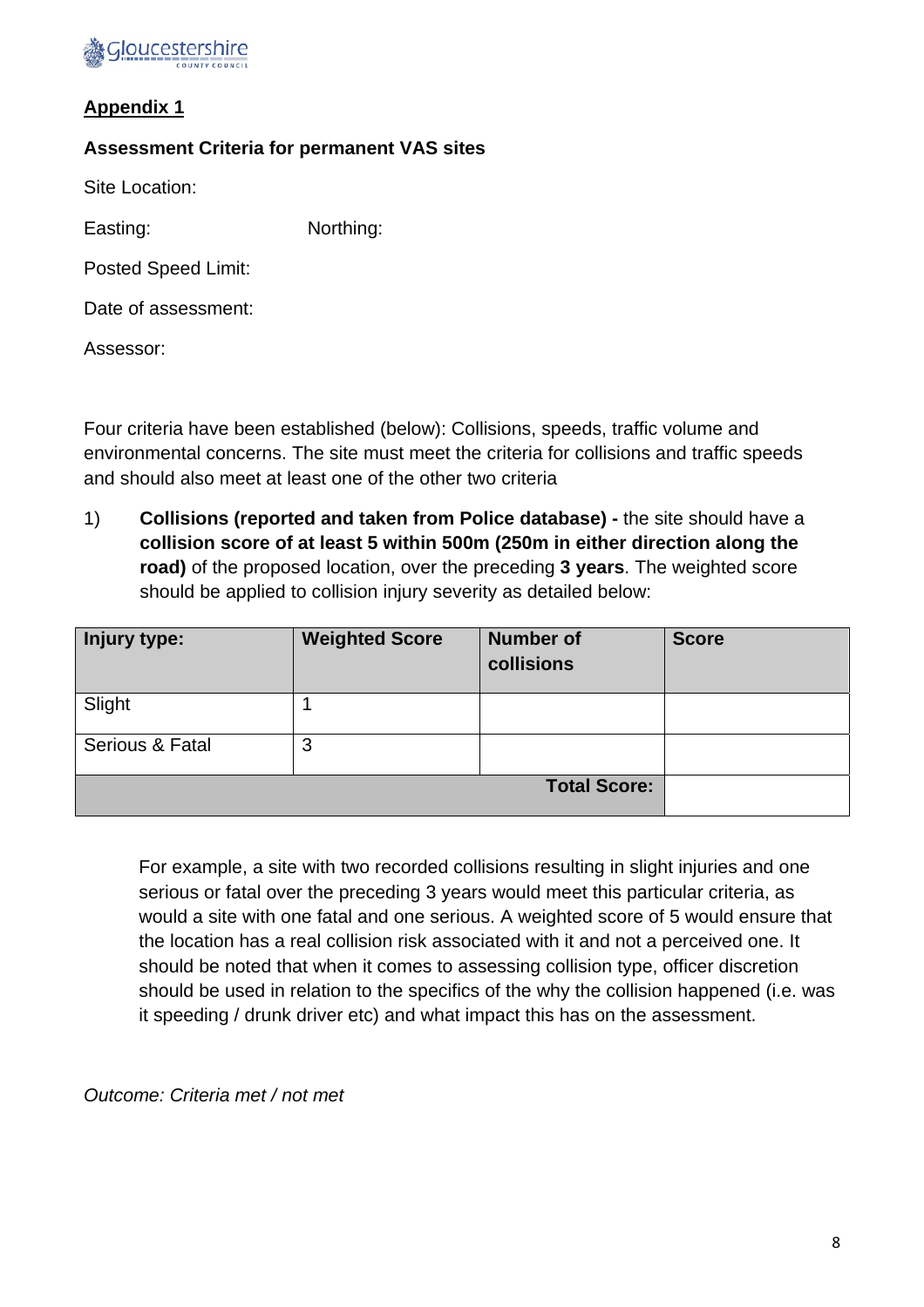## Appendix 1

**Assessment Criteria for permanent VAS sites**

Site Location:

Easting: Northing:

Posted Speed Limit:

Date of assessment:

Assessor:

Four criteria have been established (below): Collisions, speeds, traffic volume and environmental concerns. The site must meet the criteria for collisions and traffic speeds and should also meet at least one of the other two criteria

1) **Collisions (reported and taken from Police database) -** the site should have a **collision score of at least 5 within 500m (250m in either direction along the road)** of the proposed location, over the preceding **3 years**. The weighted score should be applied to collision injury severity as detailed below:

| Injury type: | Weighted Score | Number of collisions | Score |
|---|---|---|---|
| Slight | 1 | | |
| Serious & Fatal | 3 | | |
| | | **Total Score:** | |

For example, a site with two recorded collisions resulting in slight injuries and one serious or fatal over the preceding 3 years would meet this particular criteria, as would a site with one fatal and one serious. A weighted score of 5 would ensure that the location has a real collision risk associated with it and not a perceived one. It should be noted that when it comes to assessing collision type, officer discretion should be used in relation to the specifics of the why the collision happened (i.e. was it speeding / drunk driver etc) and what impact this has on the assessment.

*Outcome: Criteria met / not met*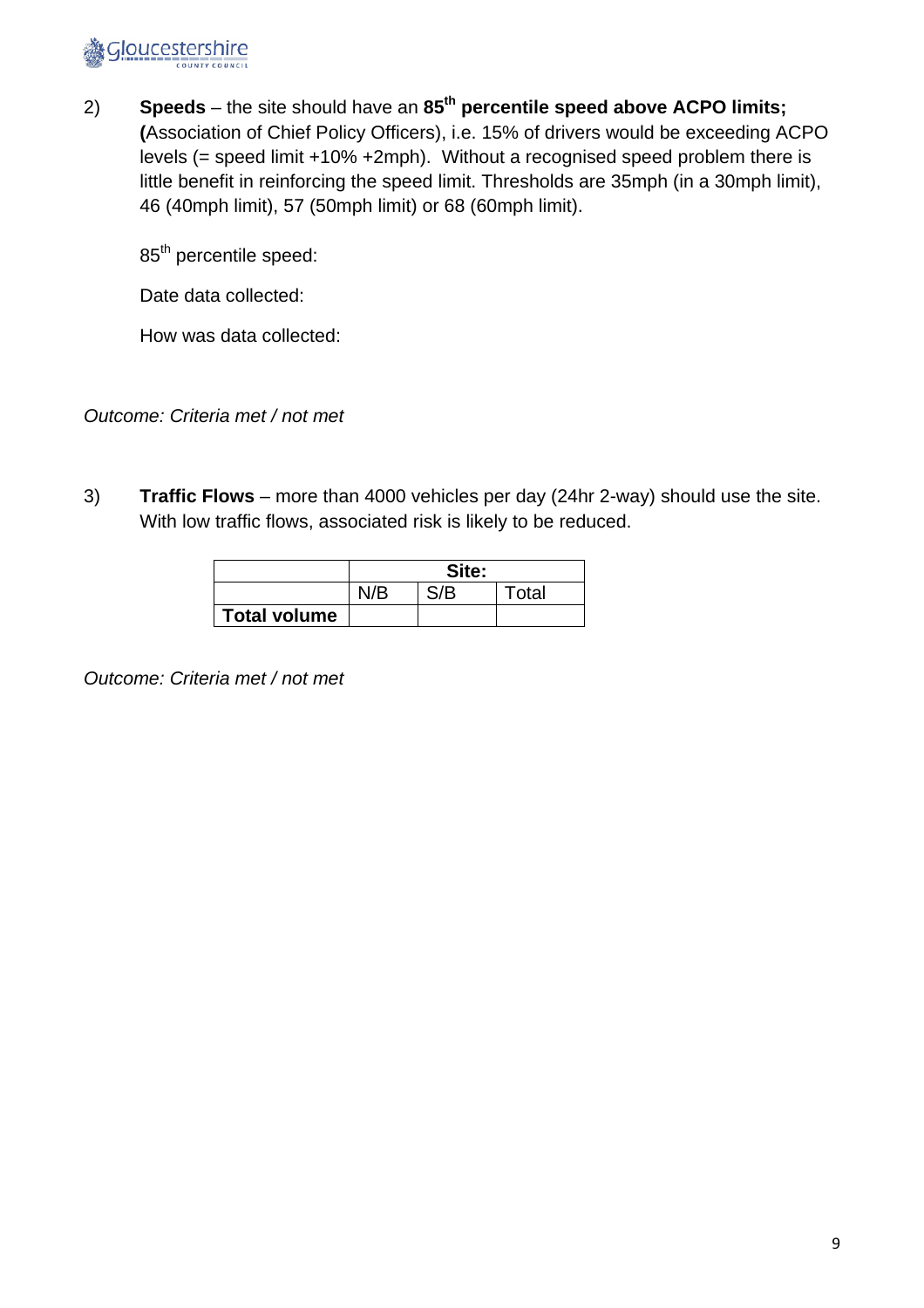2) **Speeds** – the site should have an **85th percentile speed above ACPO limits; (**Association of Chief Policy Officers), i.e. 15% of drivers would be exceeding ACPO levels (= speed limit +10% +2mph). Without a recognised speed problem there is little benefit in reinforcing the speed limit. Thresholds are 35mph (in a 30mph limit), 46 (40mph limit), 57 (50mph limit) or 68 (60mph limit).

   85th percentile speed:

   Date data collected:

   How was data collected:

*Outcome: Criteria met / not met*

3) **Traffic Flows** – more than 4000 vehicles per day (24hr 2-way) should use the site. With low traffic flows, associated risk is likely to be reduced.

| | **Site:** | | |
|---|---|---|---|
| | N/B | S/B | Total |
| **Total volume** | | | |

*Outcome: Criteria met / not met*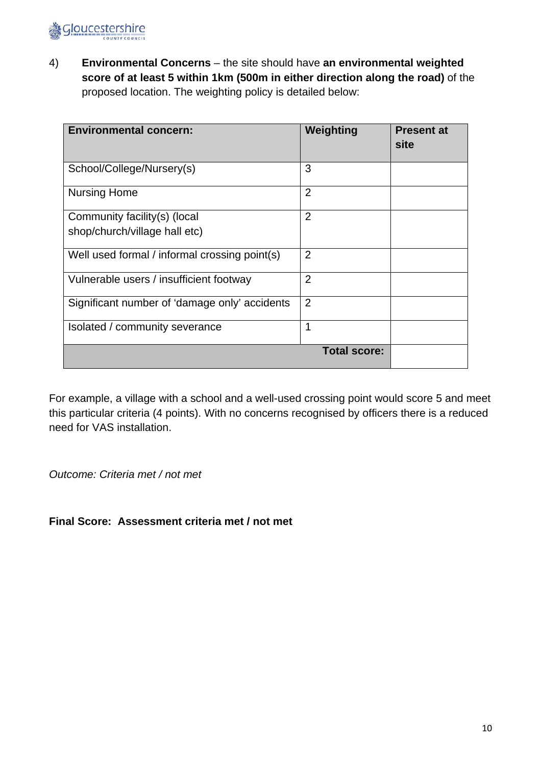4) **Environmental Concerns** – the site should have **an environmental weighted score of at least 5 within 1km (500m in either direction along the road)** of the proposed location. The weighting policy is detailed below:

| **Environmental concern:** | **Weighting** | **Present at site** |
|---|---|---|
| School/College/Nursery(s) | 3 | |
| Nursing Home | 2 | |
| Community facility(s) (local shop/church/village hall etc) | 2 | |
| Well used formal / informal crossing point(s) | 2 | |
| Vulnerable users / insufficient footway | 2 | |
| Significant number of 'damage only' accidents | 2 | |
| Isolated / community severance | 1 | |
| | **Total score:** | |

For example, a village with a school and a well-used crossing point would score 5 and meet this particular criteria (4 points). With no concerns recognised by officers there is a reduced need for VAS installation.

*Outcome: Criteria met / not met*

**Final Score: Assessment criteria met / not met**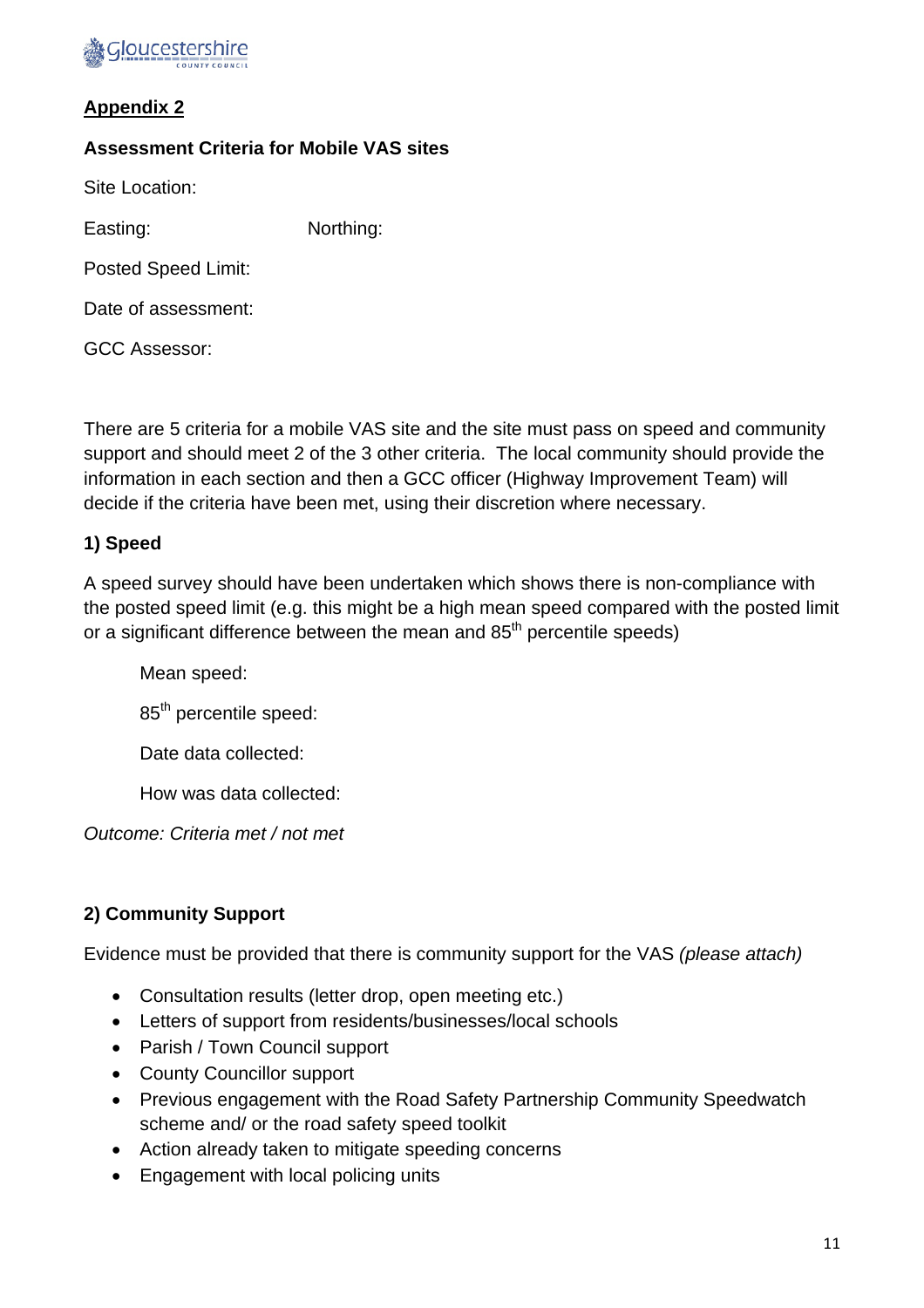## Appendix 2

**Assessment Criteria for Mobile VAS sites**

Site Location:

Easting: Northing:

Posted Speed Limit:

Date of assessment:

GCC Assessor:

There are 5 criteria for a mobile VAS site and the site must pass on speed and community support and should meet 2 of the 3 other criteria. The local community should provide the information in each section and then a GCC officer (Highway Improvement Team) will decide if the criteria have been met, using their discretion where necessary.

### 1) Speed

A speed survey should have been undertaken which shows there is non-compliance with the posted speed limit (e.g. this might be a high mean speed compared with the posted limit or a significant difference between the mean and 85th percentile speeds)

Mean speed:

85th percentile speed:

Date data collected:

How was data collected:

*Outcome: Criteria met / not met*

### 2) Community Support

Evidence must be provided that there is community support for the VAS *(please attach)*

- Consultation results (letter drop, open meeting etc.)
- Letters of support from residents/businesses/local schools
- Parish / Town Council support
- County Councillor support
- Previous engagement with the Road Safety Partnership Community Speedwatch scheme and/ or the road safety speed toolkit
- Action already taken to mitigate speeding concerns
- Engagement with local policing units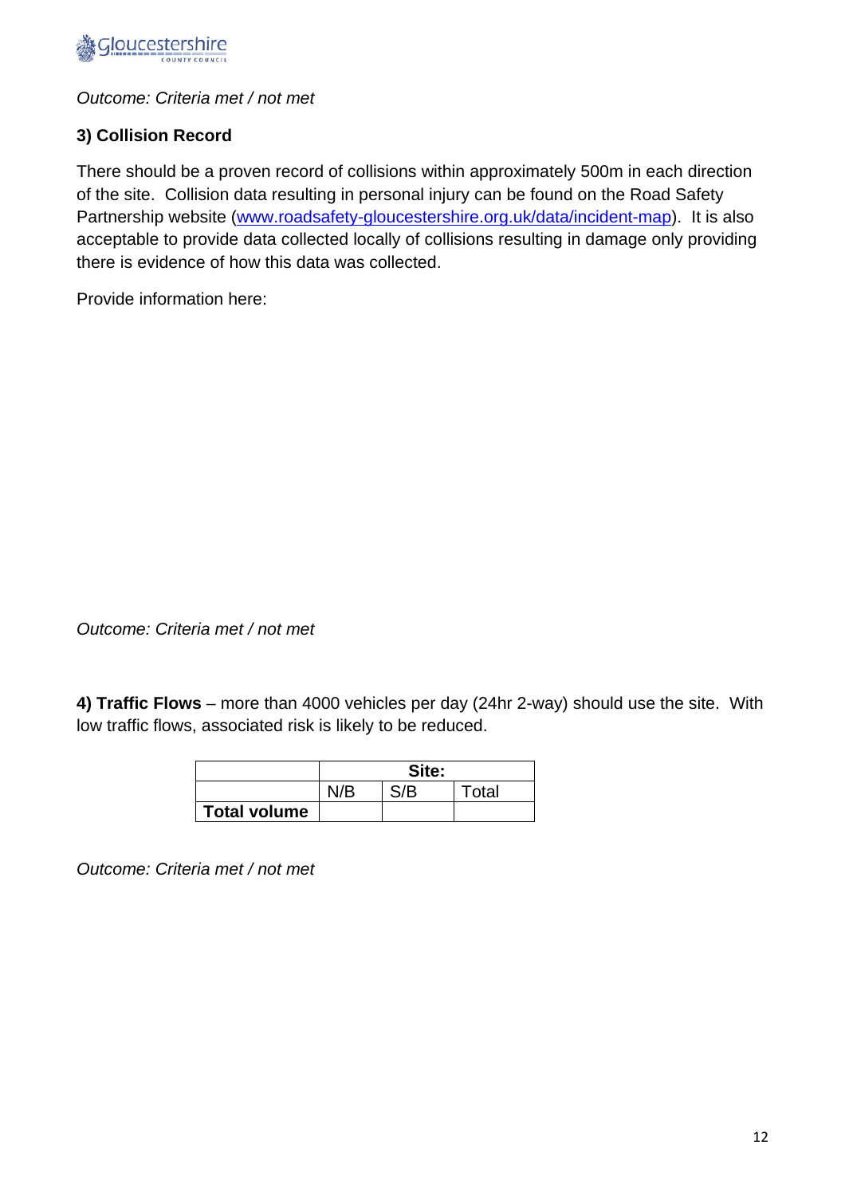*Outcome: Criteria met / not met*

### 3) Collision Record

There should be a proven record of collisions within approximately 500m in each direction of the site. Collision data resulting in personal injury can be found on the Road Safety Partnership website (www.roadsafety-gloucestershire.org.uk/data/incident-map). It is also acceptable to provide data collected locally of collisions resulting in damage only providing there is evidence of how this data was collected.

Provide information here:

*Outcome: Criteria met / not met*

**4) Traffic Flows** – more than 4000 vehicles per day (24hr 2-way) should use the site. With low traffic flows, associated risk is likely to be reduced.

| | **Site:** | | |
|---|---|---|---|
| | N/B | S/B | Total |
| **Total volume** | | | |

*Outcome: Criteria met / not met*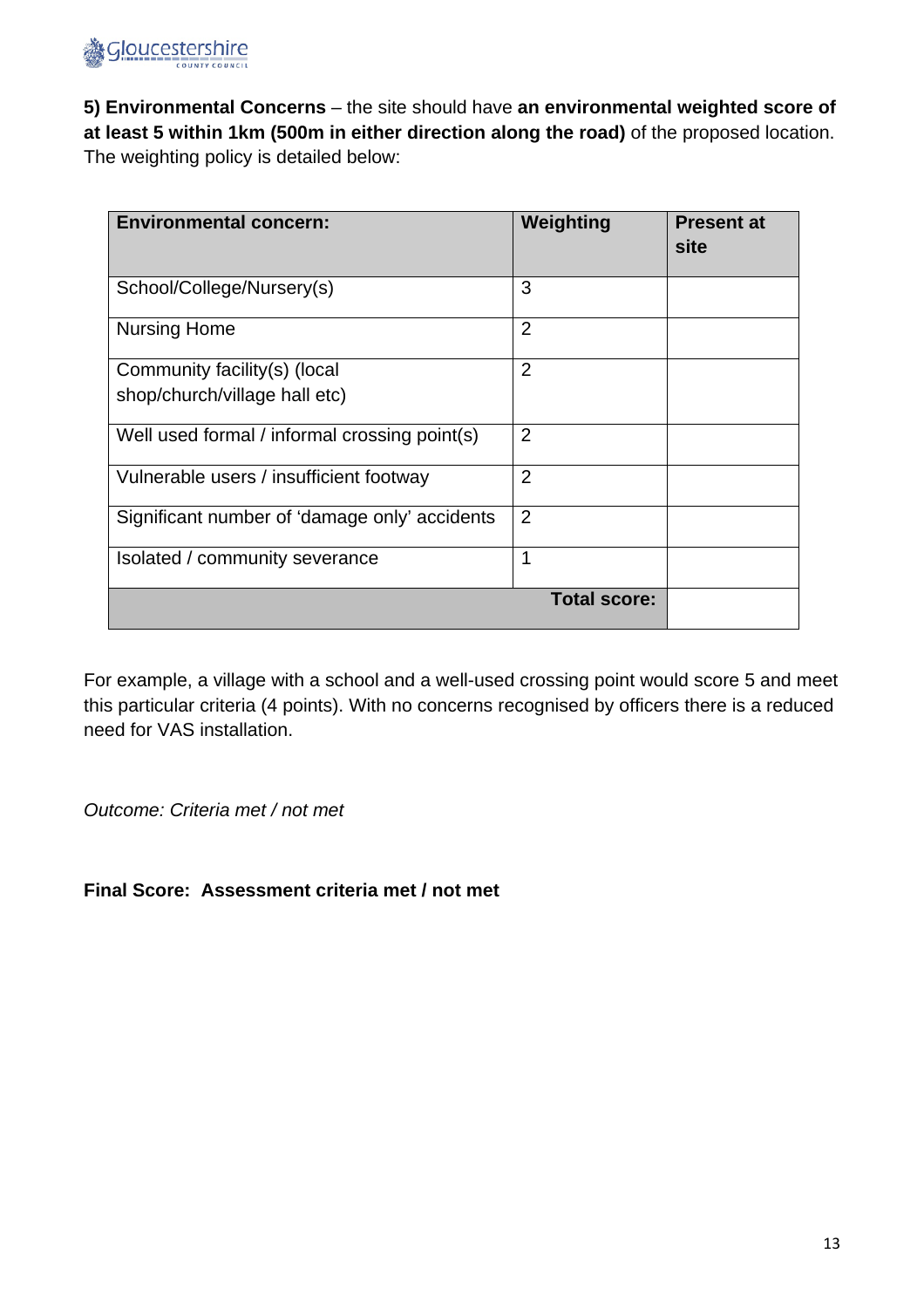**5) Environmental Concerns** – the site should have **an environmental weighted score of at least 5 within 1km (500m in either direction along the road)** of the proposed location. The weighting policy is detailed below:

| **Environmental concern:** | **Weighting** | **Present at site** |
|---|---|---|
| School/College/Nursery(s) | 3 | |
| Nursing Home | 2 | |
| Community facility(s) (local shop/church/village hall etc) | 2 | |
| Well used formal / informal crossing point(s) | 2 | |
| Vulnerable users / insufficient footway | 2 | |
| Significant number of 'damage only' accidents | 2 | |
| Isolated / community severance | 1 | |
| | **Total score:** | |

For example, a village with a school and a well-used crossing point would score 5 and meet this particular criteria (4 points). With no concerns recognised by officers there is a reduced need for VAS installation.

*Outcome: Criteria met / not met*

**Final Score: Assessment criteria met / not met**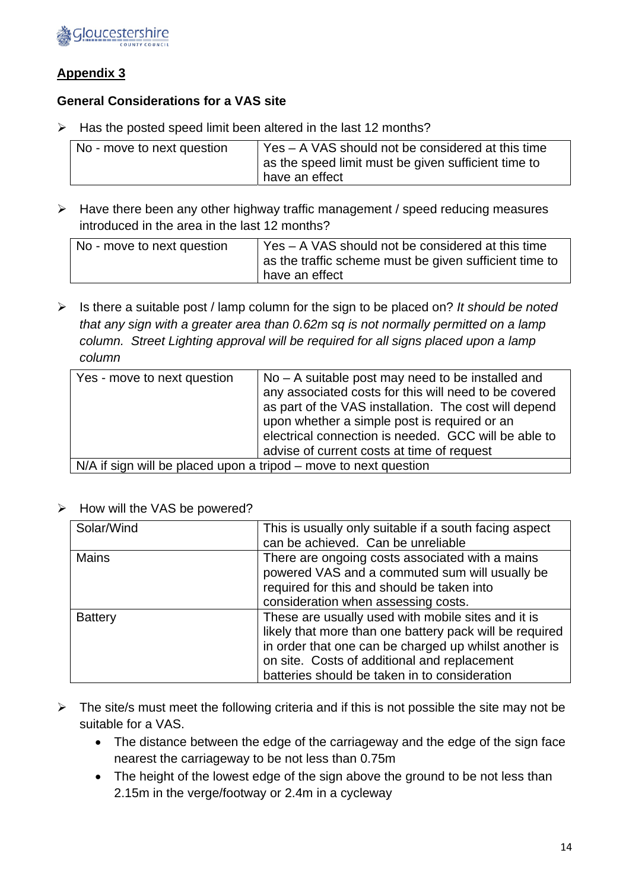## Appendix 3

### General Considerations for a VAS site

- Has the posted speed limit been altered in the last 12 months?

| | |
|---|---|
| No - move to next question | Yes – A VAS should not be considered at this time as the speed limit must be given sufficient time to have an effect |

- Have there been any other highway traffic management / speed reducing measures introduced in the area in the last 12 months?

| | |
|---|---|
| No - move to next question | Yes – A VAS should not be considered at this time as the traffic scheme must be given sufficient time to have an effect |

- Is there a suitable post / lamp column for the sign to be placed on? *It should be noted that any sign with a greater area than 0.62m sq is not normally permitted on a lamp column. Street Lighting approval will be required for all signs placed upon a lamp column*

| | |
|---|---|
| Yes - move to next question | No – A suitable post may need to be installed and any associated costs for this will need to be covered as part of the VAS installation. The cost will depend upon whether a simple post is required or an electrical connection is needed. GCC will be able to advise of current costs at time of request |
| N/A if sign will be placed upon a tripod – move to next question | |

- How will the VAS be powered?

| | |
|---|---|
| Solar/Wind | This is usually only suitable if a south facing aspect can be achieved. Can be unreliable |
| Mains | There are ongoing costs associated with a mains powered VAS and a commuted sum will usually be required for this and should be taken into consideration when assessing costs. |
| Battery | These are usually used with mobile sites and it is likely that more than one battery pack will be required in order that one can be charged up whilst another is on site. Costs of additional and replacement batteries should be taken in to consideration |

- The site/s must meet the following criteria and if this is not possible the site may not be suitable for a VAS.
  - The distance between the edge of the carriageway and the edge of the sign face nearest the carriageway to be not less than 0.75m
  - The height of the lowest edge of the sign above the ground to be not less than 2.15m in the verge/footway or 2.4m in a cycleway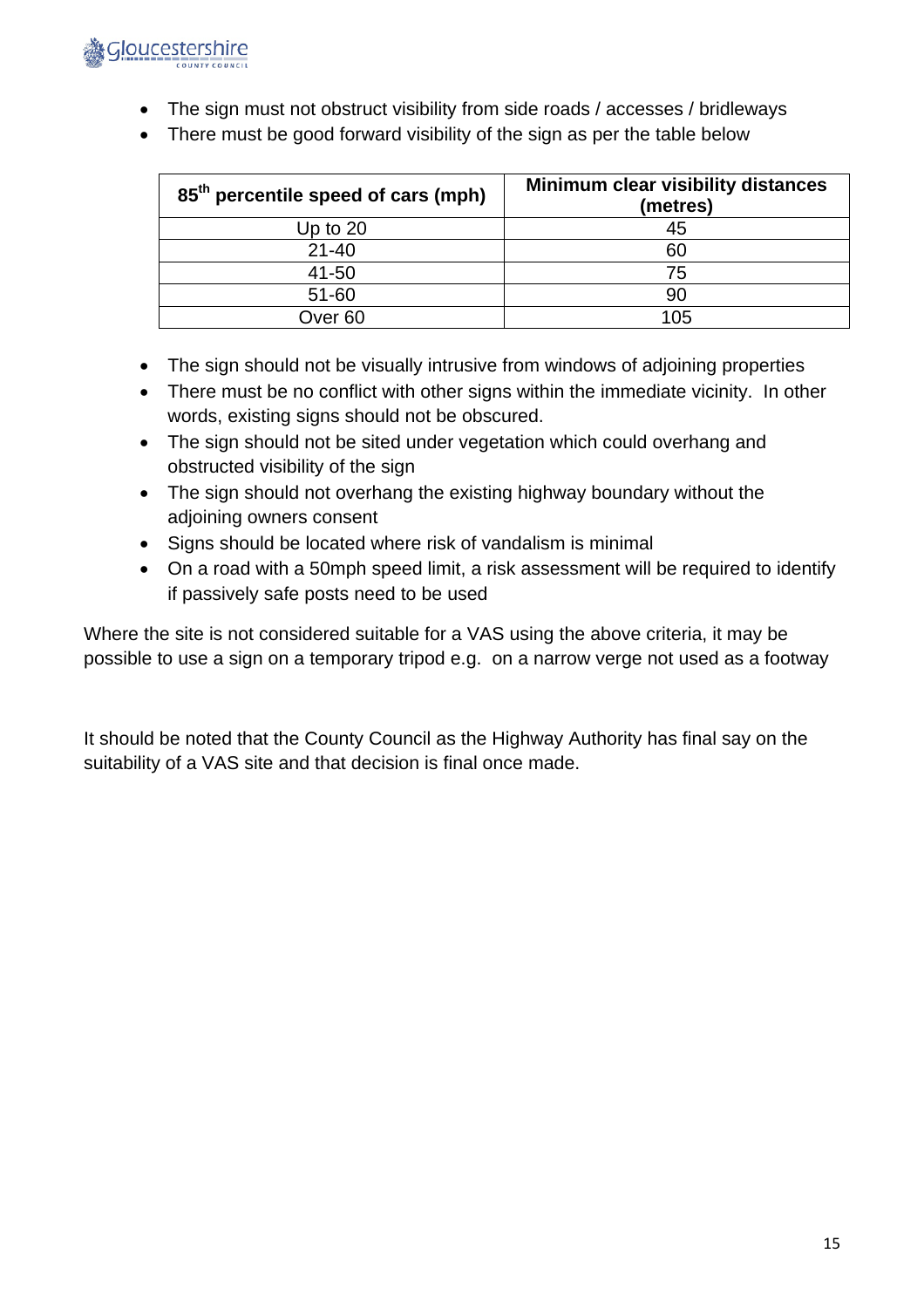- The sign must not obstruct visibility from side roads / accesses / bridleways
- There must be good forward visibility of the sign as per the table below

| 85th percentile speed of cars (mph) | Minimum clear visibility distances (metres) |
| --- | --- |
| Up to 20 | 45 |
| 21-40 | 60 |
| 41-50 | 75 |
| 51-60 | 90 |
| Over 60 | 105 |

- The sign should not be visually intrusive from windows of adjoining properties
- There must be no conflict with other signs within the immediate vicinity. In other words, existing signs should not be obscured.
- The sign should not be sited under vegetation which could overhang and obstructed visibility of the sign
- The sign should not overhang the existing highway boundary without the adjoining owners consent
- Signs should be located where risk of vandalism is minimal
- On a road with a 50mph speed limit, a risk assessment will be required to identify if passively safe posts need to be used

Where the site is not considered suitable for a VAS using the above criteria, it may be possible to use a sign on a temporary tripod e.g. on a narrow verge not used as a footway

It should be noted that the County Council as the Highway Authority has final say on the suitability of a VAS site and that decision is final once made.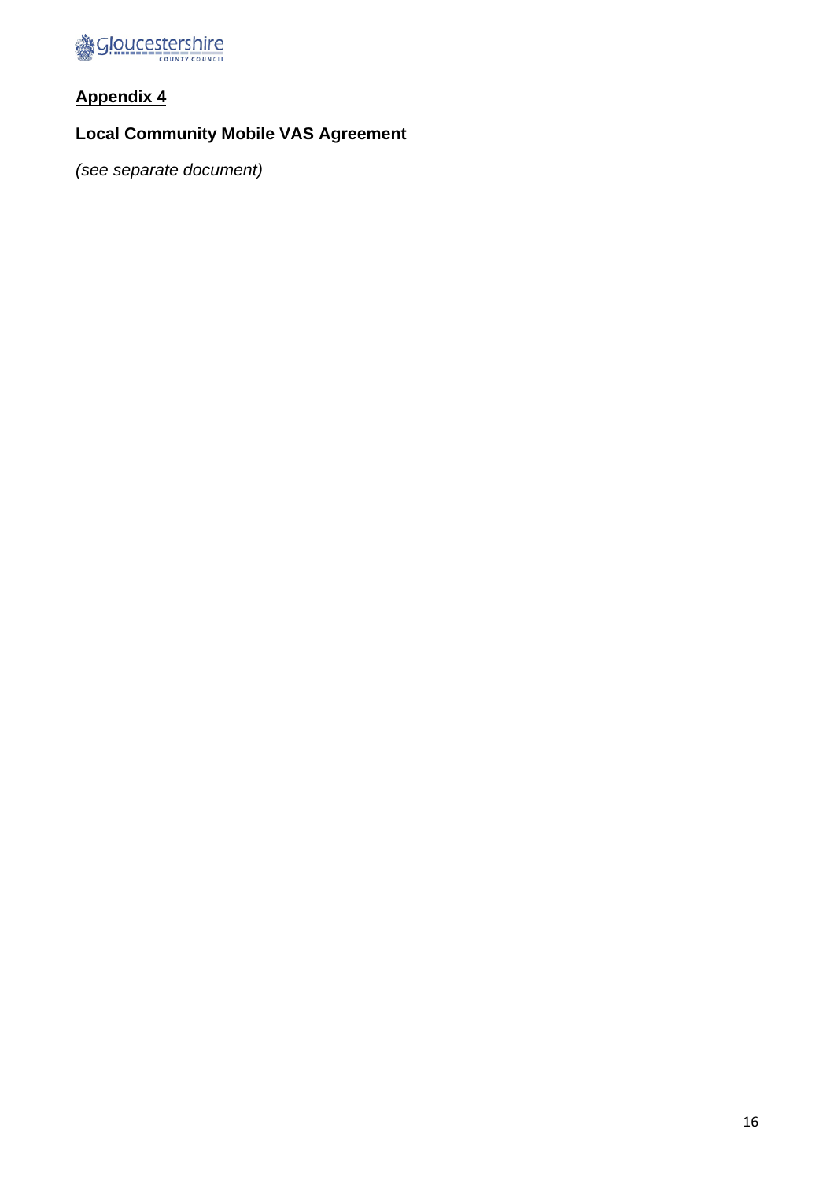## Appendix 4

**Local Community Mobile VAS Agreement**

*(see separate document)*